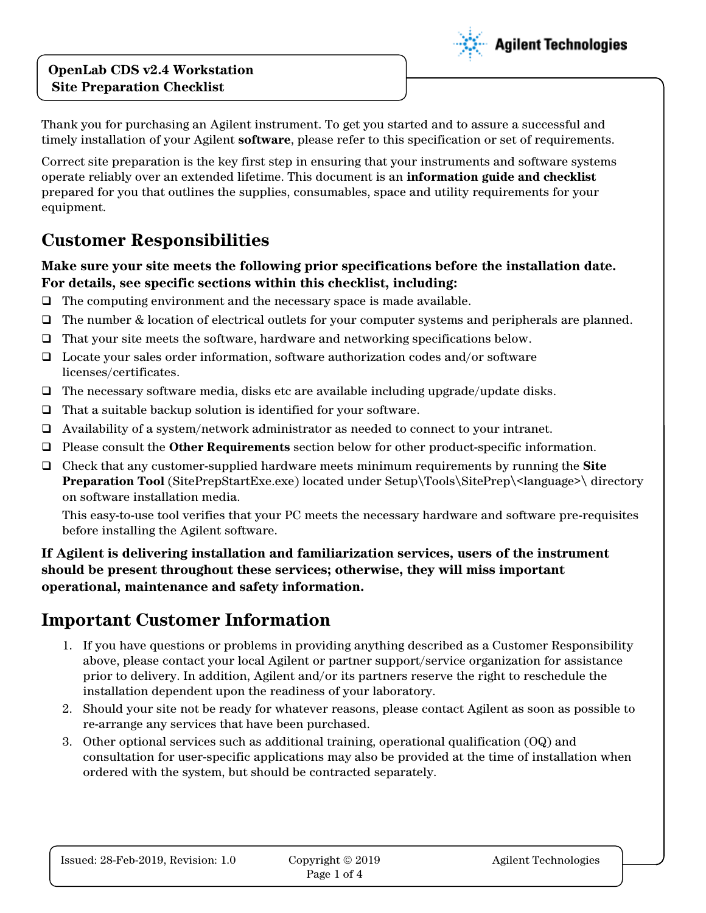# OpenLab CDS v2.4 Workstation Site Preparation Checklist

Thank you for purchasing an Agilent instrument. To get you started and to assure a successful and timely installation of your Agilent **software**, please refer to this specification or set of requirements.

Correct site preparation is the key first step in ensuring that your instruments and software systems operate reliably over an extended lifetime. This document is an **information guide and checklist** prepared for you that outlines the supplies, consumables, space and utility requirements for your equipment.

## Customer Responsibilities

**Make sure your site meets the following prior specifications before the installation date. For details, see specific sections within this checklist, including:**

- ❑ The computing environment and the necessary space is made available.
- ❑ The number & location of electrical outlets for your computer systems and peripherals are planned.
- ❑ That your site meets the software, hardware and networking specifications below.
- ❑ Locate your sales order information, software authorization codes and/or software licenses/certificates.
- ❑ The necessary software media, disks etc are available including upgrade/update disks.
- ❑ That a suitable backup solution is identified for your software.
- ❑ Availability of a system/network administrator as needed to connect to your intranet.
- ❑ Please consult the **Other Requirements** section below for other product-specific information.
- ❑ Check that any customer-supplied hardware meets minimum requirements by running the **Site Preparation Tool** (SitePrepStartExe.exe) located under Setup\Tools\SitePrep\<language>\ directory on software installation media.

  This easy-to-use tool verifies that your PC meets the necessary hardware and software pre-requisites before installing the Agilent software.

**If Agilent is delivering installation and familiarization services, users of the instrument should be present throughout these services; otherwise, they will miss important operational, maintenance and safety information.**

## Important Customer Information

1. If you have questions or problems in providing anything described as a Customer Responsibility above, please contact your local Agilent or partner support/service organization for assistance prior to delivery. In addition, Agilent and/or its partners reserve the right to reschedule the installation dependent upon the readiness of your laboratory.
2. Should your site not be ready for whatever reasons, please contact Agilent as soon as possible to re-arrange any services that have been purchased.
3. Other optional services such as additional training, operational qualification (OQ) and consultation for user-specific applications may also be provided at the time of installation when ordered with the system, but should be contracted separately.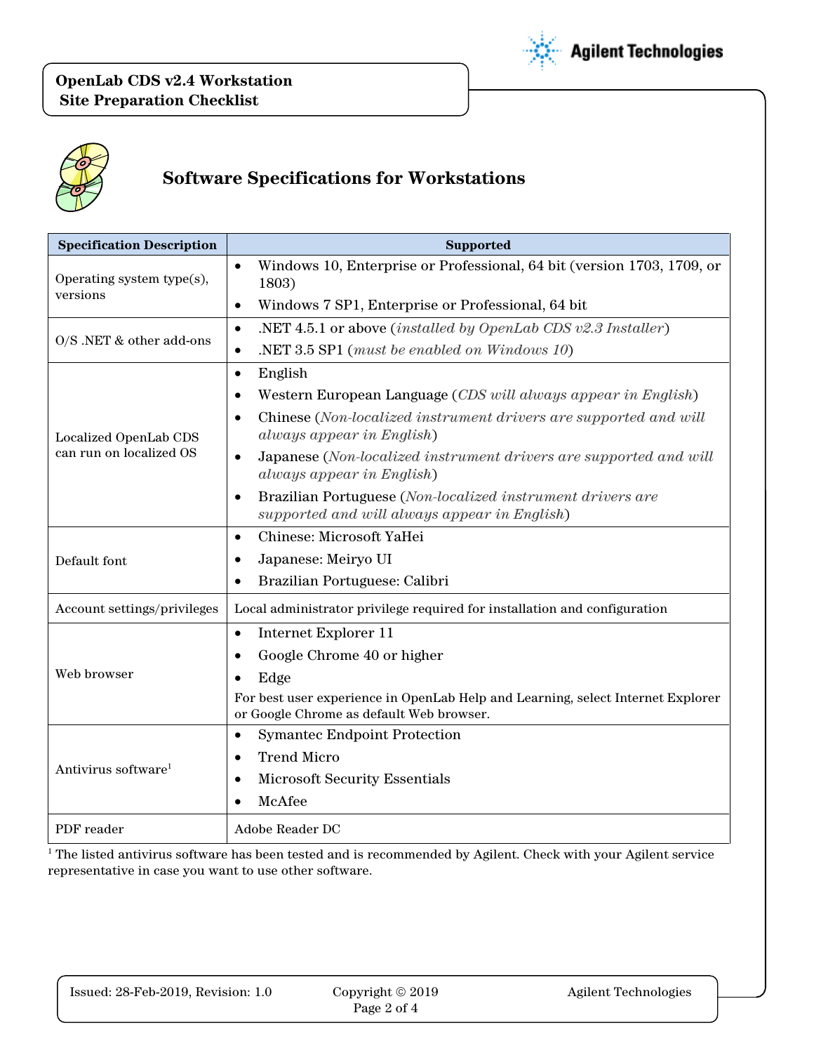## Software Specifications for Workstations

| Specification Description | Supported |
| --- | --- |
| Operating system type(s), versions | • Windows 10, Enterprise or Professional, 64 bit (version 1703, 1709, or 1803)<br>• Windows 7 SP1, Enterprise or Professional, 64 bit |
| O/S .NET & other add-ons | • .NET 4.5.1 or above (*installed by OpenLab CDS v2.3 Installer*)<br>• .NET 3.5 SP1 (*must be enabled on Windows 10*) |
| Localized OpenLab CDS can run on localized OS | • English<br>• Western European Language (*CDS will always appear in English*)<br>• Chinese (*Non-localized instrument drivers are supported and will always appear in English*)<br>• Japanese (*Non-localized instrument drivers are supported and will always appear in English*)<br>• Brazilian Portuguese (*Non-localized instrument drivers are supported and will always appear in English*) |
| Default font | • Chinese: Microsoft YaHei<br>• Japanese: Meiryo UI<br>• Brazilian Portuguese: Calibri |
| Account settings/privileges | Local administrator privilege required for installation and configuration |
| Web browser | • Internet Explorer 11<br>• Google Chrome 40 or higher<br>• Edge<br>For best user experience in OpenLab Help and Learning, select Internet Explorer or Google Chrome as default Web browser. |
| Antivirus software[1] | • Symantec Endpoint Protection<br>• Trend Micro<br>• Microsoft Security Essentials<br>• McAfee |
| PDF reader | Adobe Reader DC |

[1] The listed antivirus software has been tested and is recommended by Agilent. Check with your Agilent service representative in case you want to use other software.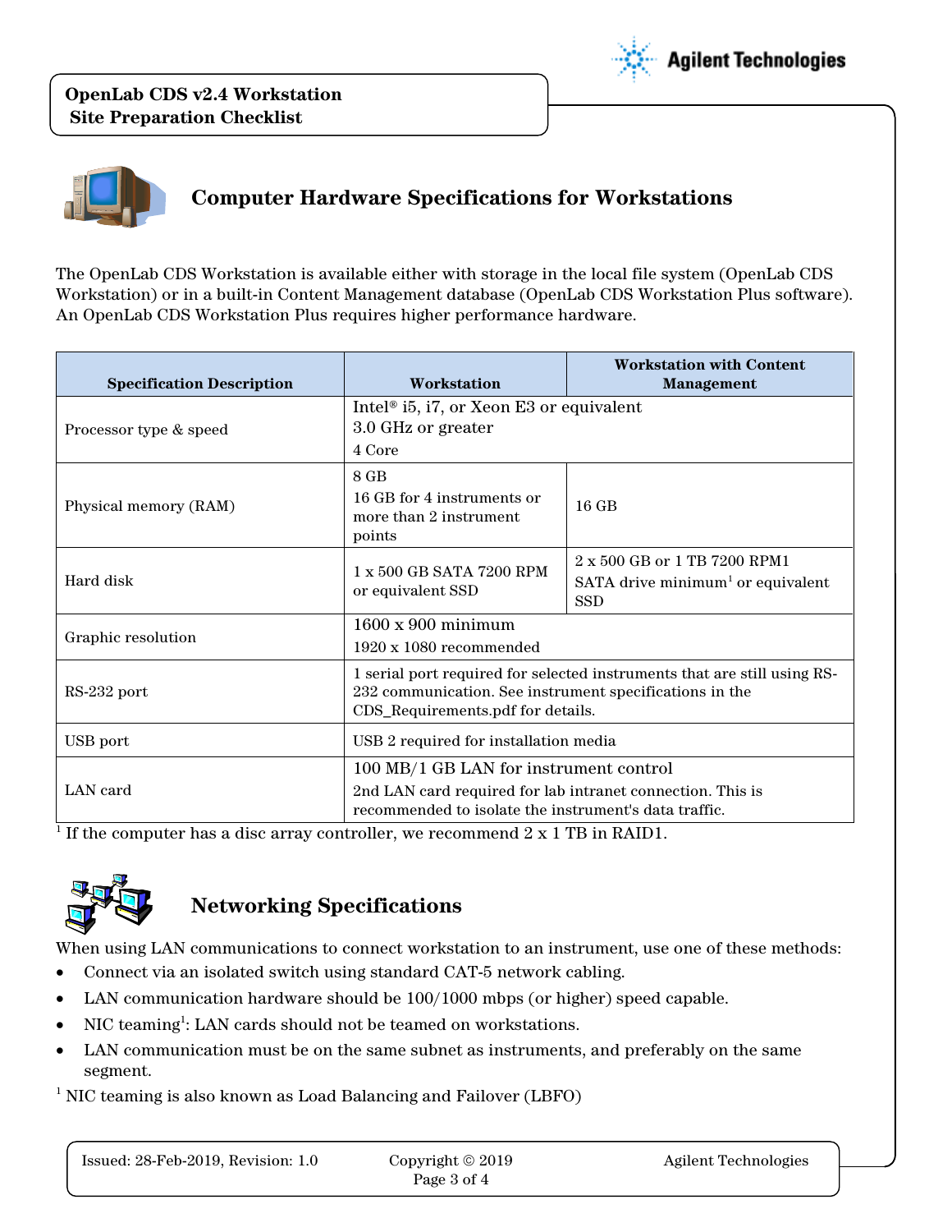## Computer Hardware Specifications for Workstations

The OpenLab CDS Workstation is available either with storage in the local file system (OpenLab CDS Workstation) or in a built-in Content Management database (OpenLab CDS Workstation Plus software). An OpenLab CDS Workstation Plus requires higher performance hardware.

| Specification Description | Workstation | Workstation with Content Management |
| --- | --- | --- |
| Processor type & speed | Intel® i5, i7, or Xeon E3 or equivalent<br>3.0 GHz or greater<br>4 Core | |
| Physical memory (RAM) | 8 GB<br>16 GB for 4 instruments or more than 2 instrument points | 16 GB |
| Hard disk | 1 x 500 GB SATA 7200 RPM or equivalent SSD | 2 x 500 GB or 1 TB 7200 RPM1<br>SATA drive minimum[1] or equivalent SSD |
| Graphic resolution | 1600 x 900 minimum<br>1920 x 1080 recommended | |
| RS-232 port | 1 serial port required for selected instruments that are still using RS-232 communication. See instrument specifications in the CDS_Requirements.pdf for details. | |
| USB port | USB 2 required for installation media | |
| LAN card | 100 MB/1 GB LAN for instrument control<br>2nd LAN card required for lab intranet connection. This is recommended to isolate the instrument's data traffic. | |

[1] If the computer has a disc array controller, we recommend 2 x 1 TB in RAID1.

## Networking Specifications

When using LAN communications to connect workstation to an instrument, use one of these methods:

- Connect via an isolated switch using standard CAT-5 network cabling.
- LAN communication hardware should be 100/1000 mbps (or higher) speed capable.
- NIC teaming[1]: LAN cards should not be teamed on workstations.
- LAN communication must be on the same subnet as instruments, and preferably on the same segment.

[1] NIC teaming is also known as Load Balancing and Failover (LBFO)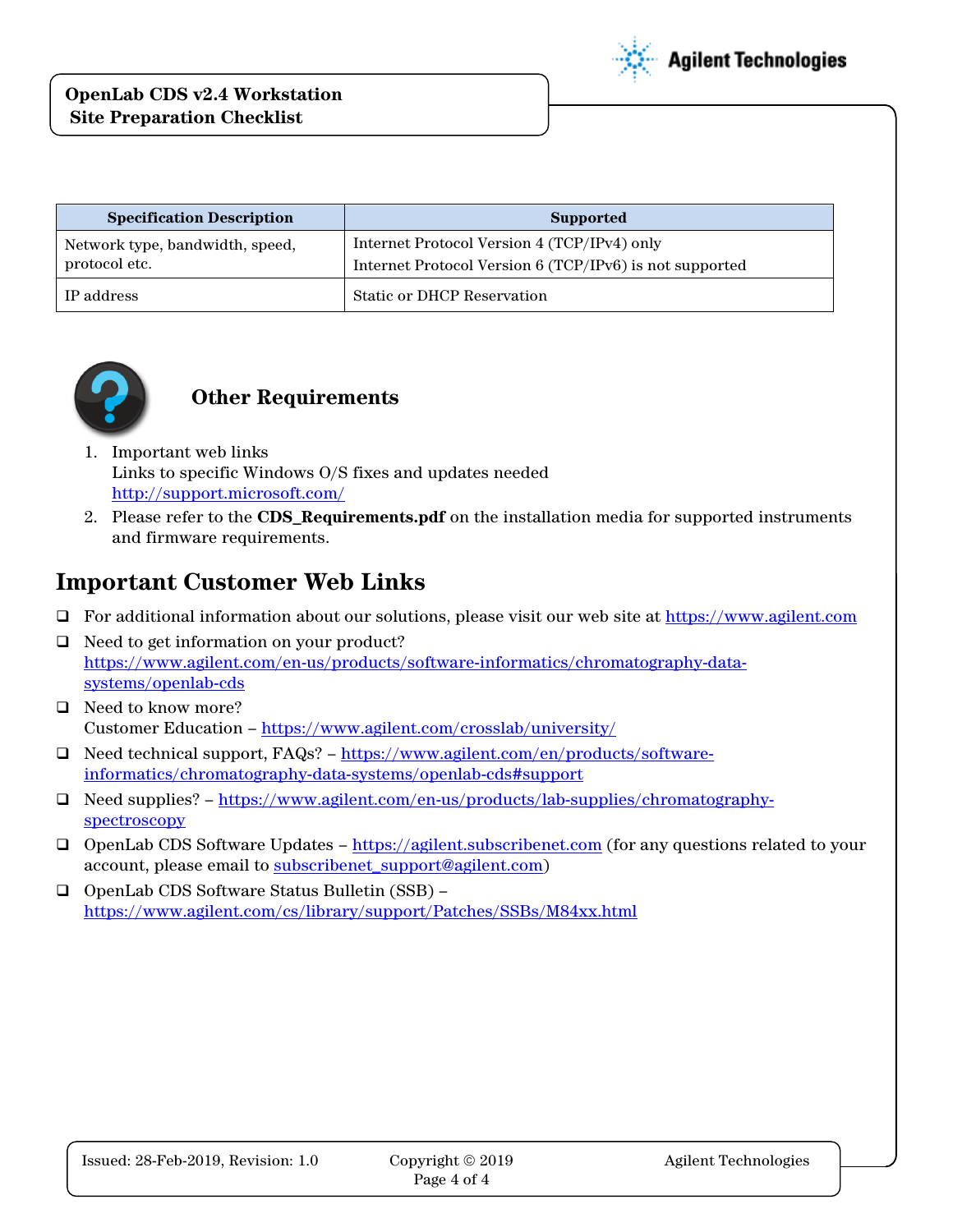| Specification Description | Supported |
|---|---|
| Network type, bandwidth, speed, protocol etc. | Internet Protocol Version 4 (TCP/IPv4) only<br>Internet Protocol Version 6 (TCP/IPv6) is not supported |
| IP address | Static or DHCP Reservation |

## Other Requirements

1. Important web links
   Links to specific Windows O/S fixes and updates needed
   http://support.microsoft.com/
2. Please refer to the **CDS_Requirements.pdf** on the installation media for supported instruments and firmware requirements.

# Important Customer Web Links

- ❑ For additional information about our solutions, please visit our web site at https://www.agilent.com
- ❑ Need to get information on your product?
  https://www.agilent.com/en-us/products/software-informatics/chromatography-data-systems/openlab-cds
- ❑ Need to know more?
  Customer Education – https://www.agilent.com/crosslab/university/
- ❑ Need technical support, FAQs? – https://www.agilent.com/en/products/software-informatics/chromatography-data-systems/openlab-cds#support
- ❑ Need supplies? – https://www.agilent.com/en-us/products/lab-supplies/chromatography-spectroscopy
- ❑ OpenLab CDS Software Updates – https://agilent.subscribenet.com (for any questions related to your account, please email to subscribenet_support@agilent.com)
- ❑ OpenLab CDS Software Status Bulletin (SSB) –
  https://www.agilent.com/cs/library/support/Patches/SSBs/M84xx.html